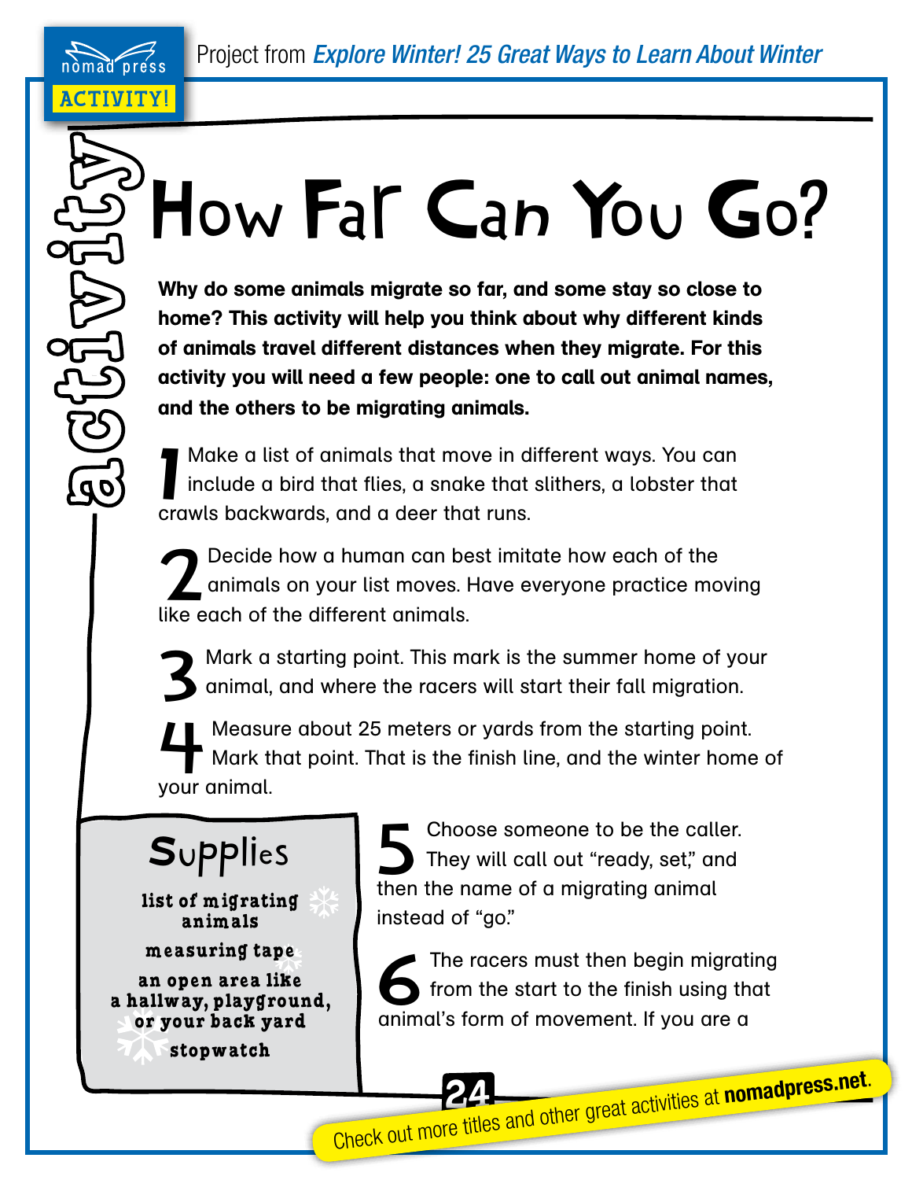# How Far Can You Go?

**Why do some animals migrate so far, and some stay so close to home? This activity will help you think about why different kinds of animals travel different distances when they migrate. For this activity you will need a few people: one to call out animal names, and the others to be migrating animals.**

1. Make a list of animals that move in different ways. You can include a bird that flies, a snake that slithers, a lobster that crawls backwards, and a deer that runs.

2. Decide how a human can best imitate how each of the animals on your list moves. Have everyone practice moving like each of the different animals.

3. Mark a starting point. This mark is the summer home of your animal, and where the racers will start their fall migration.

4. Measure about 25 meters or yards from the starting point. Mark that point. That is the finish line, and the winter home of your animal.

5. Choose someone to be the caller. They will call out "ready, set," and then the name of a migrating animal instead of "go."

6. The racers must then begin migrating from the start to the finish using that animal's form of movement. If you are a

## Supplies

- list of migrating animals
- measuring tape
- an open area like a hallway, playground, or your back yard
- stopwatch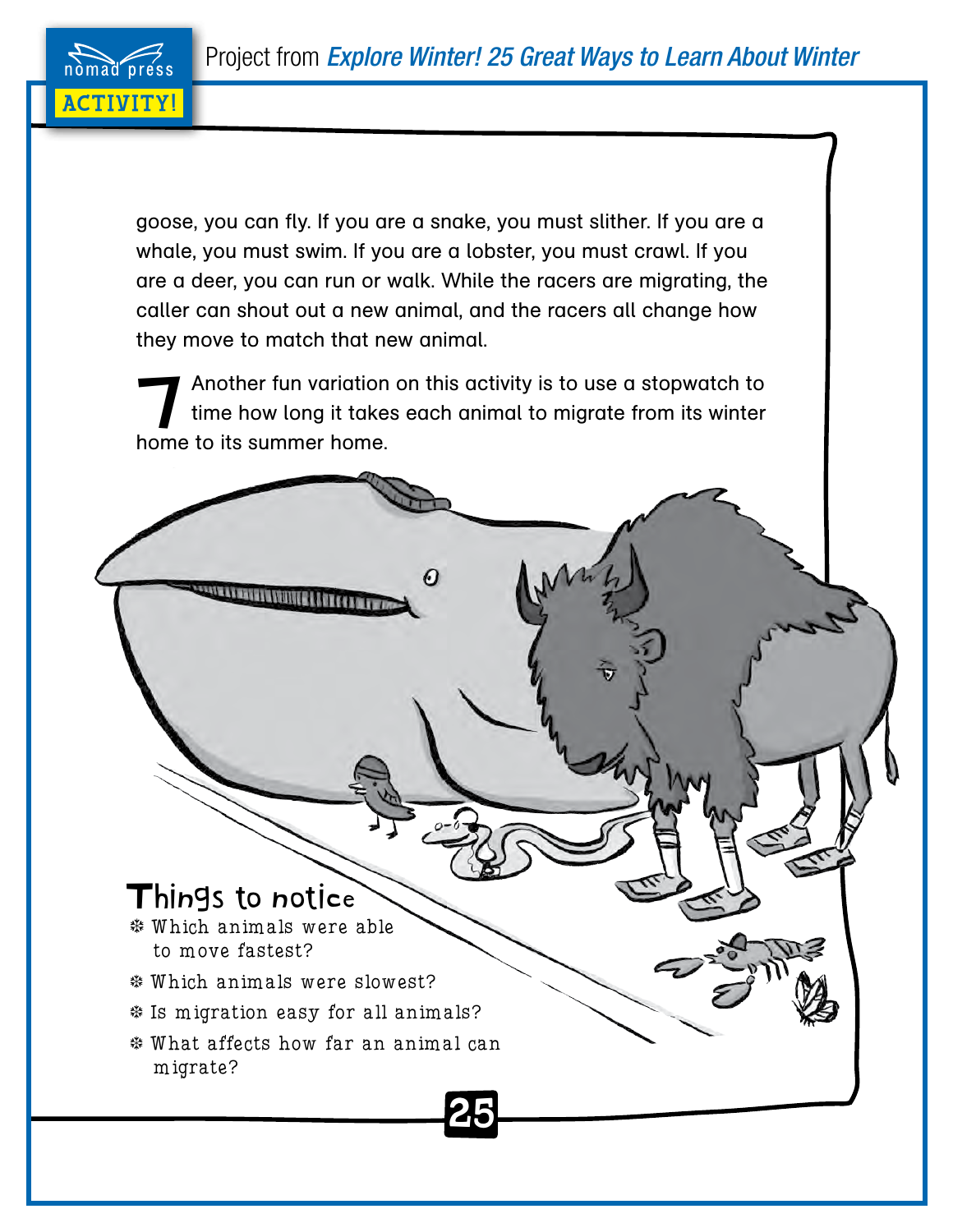goose, you can fly. If you are a snake, you must slither. If you are a whale, you must swim. If you are a lobster, you must crawl. If you are a deer, you can run or walk. While the racers are migrating, the caller can shout out a new animal, and the racers all change how they move to match that new animal.

7 Another fun variation on this activity is to use a stopwatch to time how long it takes each animal to migrate from its winter home to its summer home.

## Things to notice

- Which animals were able to move fastest?
- Which animals were slowest?
- Is migration easy for all animals?
- What affects how far an animal can migrate?